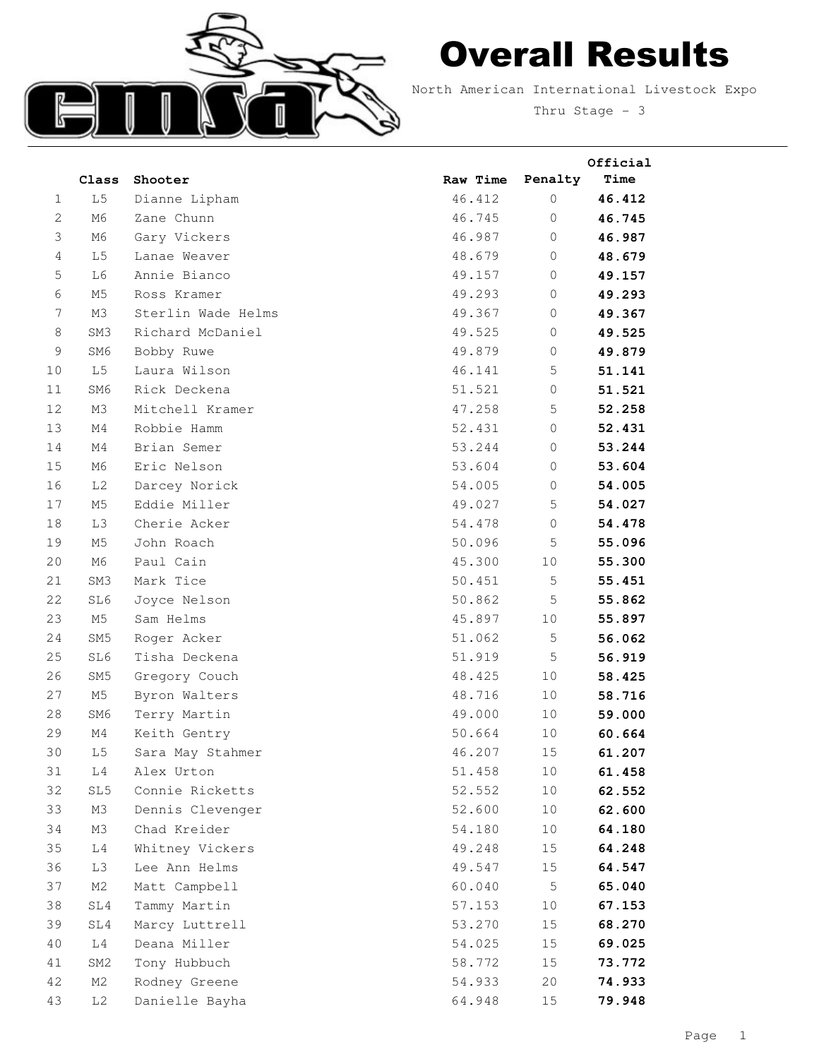# Overall Results

North American International Livestock Expo

Thru Stage - 3

|  | Class | Shooter | Raw Time | Penalty | Official Time |
|---|---|---|---|---|---|
| 1 | L5 | Dianne Lipham | 46.412 | 0 | **46.412** |
| 2 | M6 | Zane Chunn | 46.745 | 0 | **46.745** |
| 3 | M6 | Gary Vickers | 46.987 | 0 | **46.987** |
| 4 | L5 | Lanae Weaver | 48.679 | 0 | **48.679** |
| 5 | L6 | Annie Bianco | 49.157 | 0 | **49.157** |
| 6 | M5 | Ross Kramer | 49.293 | 0 | **49.293** |
| 7 | M3 | Sterlin Wade Helms | 49.367 | 0 | **49.367** |
| 8 | SM3 | Richard McDaniel | 49.525 | 0 | **49.525** |
| 9 | SM6 | Bobby Ruwe | 49.879 | 0 | **49.879** |
| 10 | L5 | Laura Wilson | 46.141 | 5 | **51.141** |
| 11 | SM6 | Rick Deckena | 51.521 | 0 | **51.521** |
| 12 | M3 | Mitchell Kramer | 47.258 | 5 | **52.258** |
| 13 | M4 | Robbie Hamm | 52.431 | 0 | **52.431** |
| 14 | M4 | Brian Semer | 53.244 | 0 | **53.244** |
| 15 | M6 | Eric Nelson | 53.604 | 0 | **53.604** |
| 16 | L2 | Darcey Norick | 54.005 | 0 | **54.005** |
| 17 | M5 | Eddie Miller | 49.027 | 5 | **54.027** |
| 18 | L3 | Cherie Acker | 54.478 | 0 | **54.478** |
| 19 | M5 | John Roach | 50.096 | 5 | **55.096** |
| 20 | M6 | Paul Cain | 45.300 | 10 | **55.300** |
| 21 | SM3 | Mark Tice | 50.451 | 5 | **55.451** |
| 22 | SL6 | Joyce Nelson | 50.862 | 5 | **55.862** |
| 23 | M5 | Sam Helms | 45.897 | 10 | **55.897** |
| 24 | SM5 | Roger Acker | 51.062 | 5 | **56.062** |
| 25 | SL6 | Tisha Deckena | 51.919 | 5 | **56.919** |
| 26 | SM5 | Gregory Couch | 48.425 | 10 | **58.425** |
| 27 | M5 | Byron Walters | 48.716 | 10 | **58.716** |
| 28 | SM6 | Terry Martin | 49.000 | 10 | **59.000** |
| 29 | M4 | Keith Gentry | 50.664 | 10 | **60.664** |
| 30 | L5 | Sara May Stahmer | 46.207 | 15 | **61.207** |
| 31 | L4 | Alex Urton | 51.458 | 10 | **61.458** |
| 32 | SL5 | Connie Ricketts | 52.552 | 10 | **62.552** |
| 33 | M3 | Dennis Clevenger | 52.600 | 10 | **62.600** |
| 34 | M3 | Chad Kreider | 54.180 | 10 | **64.180** |
| 35 | L4 | Whitney Vickers | 49.248 | 15 | **64.248** |
| 36 | L3 | Lee Ann Helms | 49.547 | 15 | **64.547** |
| 37 | M2 | Matt Campbell | 60.040 | 5 | **65.040** |
| 38 | SL4 | Tammy Martin | 57.153 | 10 | **67.153** |
| 39 | SL4 | Marcy Luttrell | 53.270 | 15 | **68.270** |
| 40 | L4 | Deana Miller | 54.025 | 15 | **69.025** |
| 41 | SM2 | Tony Hubbuch | 58.772 | 15 | **73.772** |
| 42 | M2 | Rodney Greene | 54.933 | 20 | **74.933** |
| 43 | L2 | Danielle Bayha | 64.948 | 15 | **79.948** |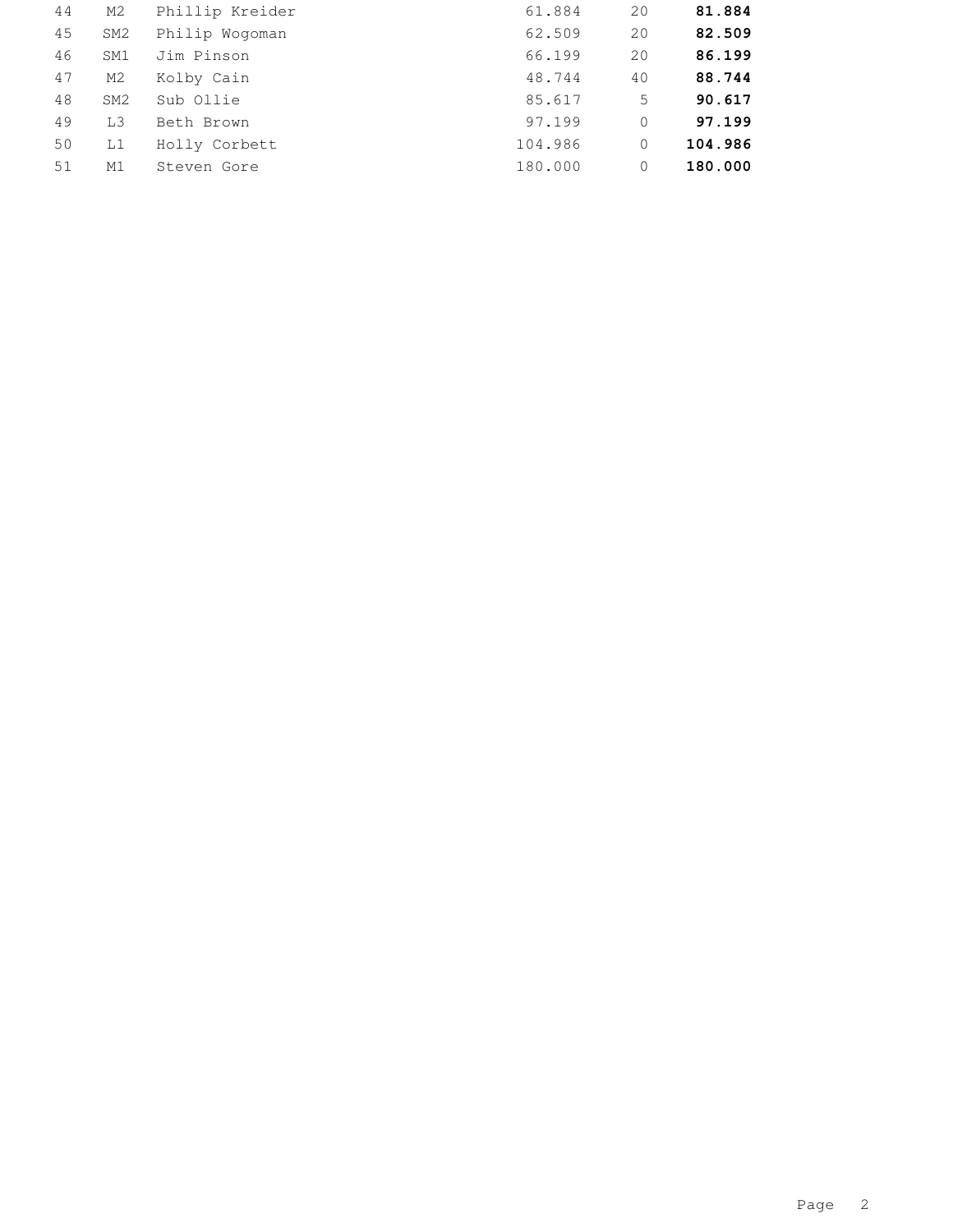| | | | | | |
|---|---|---|---|---|---|
| 44 | M2 | Phillip Kreider | 61.884 | 20 | **81.884** |
| 45 | SM2 | Philip Wogoman | 62.509 | 20 | **82.509** |
| 46 | SM1 | Jim Pinson | 66.199 | 20 | **86.199** |
| 47 | M2 | Kolby Cain | 48.744 | 40 | **88.744** |
| 48 | SM2 | Sub Ollie | 85.617 | 5 | **90.617** |
| 49 | L3 | Beth Brown | 97.199 | 0 | **97.199** |
| 50 | L1 | Holly Corbett | 104.986 | 0 | **104.986** |
| 51 | M1 | Steven Gore | 180.000 | 0 | **180.000** |